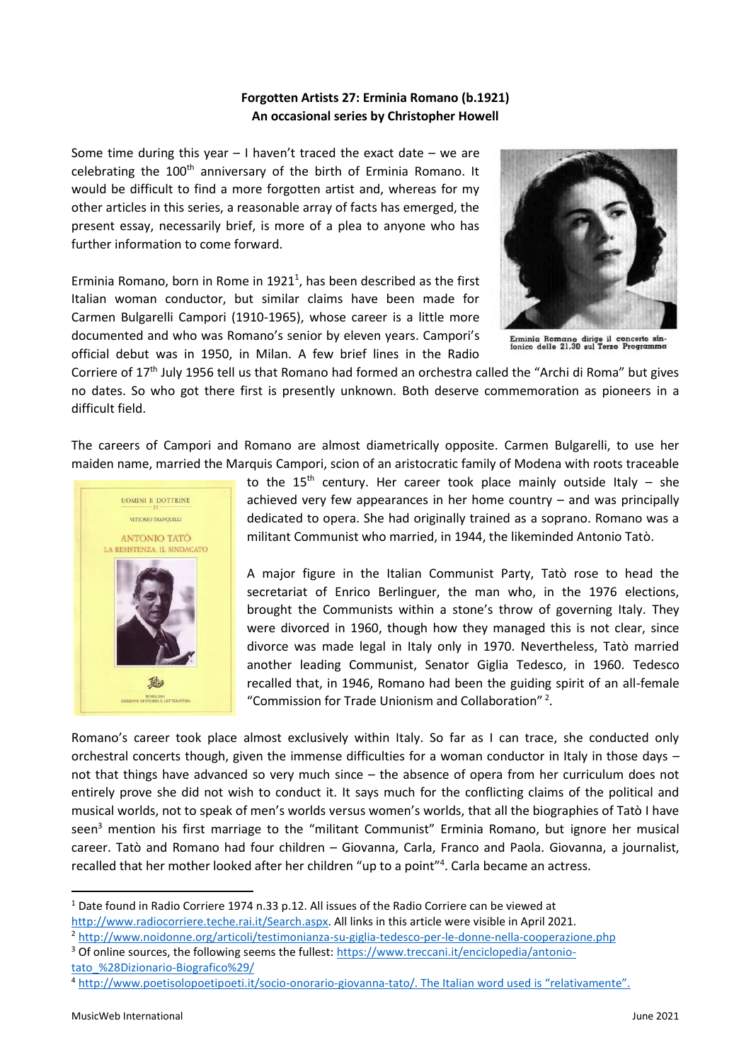**Forgotten Artists 27: Erminia Romano (b.1921)**
**An occasional series by Christopher Howell**

Some time during this year – I haven't traced the exact date – we are celebrating the 100th anniversary of the birth of Erminia Romano. It would be difficult to find a more forgotten artist and, whereas for my other articles in this series, a reasonable array of facts has emerged, the present essay, necessarily brief, is more of a plea to anyone who has further information to come forward.

Erminia Romano dirige il concerto sinfonico delle 21,30 sul Terzo Programma

Erminia Romano, born in Rome in 1921[1], has been described as the first Italian woman conductor, but similar claims have been made for Carmen Bulgarelli Campori (1910-1965), whose career is a little more documented and who was Romano's senior by eleven years. Campori's official debut was in 1950, in Milan. A few brief lines in the Radio Corriere of 17th July 1956 tell us that Romano had formed an orchestra called the "Archi di Roma" but gives no dates. So who got there first is presently unknown. Both deserve commemoration as pioneers in a difficult field.

The careers of Campori and Romano are almost diametrically opposite. Carmen Bulgarelli, to use her maiden name, married the Marquis Campori, scion of an aristocratic family of Modena with roots traceable to the 15th century. Her career took place mainly outside Italy – she achieved very few appearances in her home country – and was principally dedicated to opera. She had originally trained as a soprano. Romano was a militant Communist who married, in 1944, the likeminded Antonio Tatò.

A major figure in the Italian Communist Party, Tatò rose to head the secretariat of Enrico Berlinguer, the man who, in the 1976 elections, brought the Communists within a stone's throw of governing Italy. They were divorced in 1960, though how they managed this is not clear, since divorce was made legal in Italy only in 1970. Nevertheless, Tatò married another leading Communist, Senator Giglia Tedesco, in 1960. Tedesco recalled that, in 1946, Romano had been the guiding spirit of an all-female "Commission for Trade Unionism and Collaboration"[2].

Romano's career took place almost exclusively within Italy. So far as I can trace, she conducted only orchestral concerts though, given the immense difficulties for a woman conductor in Italy in those days – not that things have advanced so very much since – the absence of opera from her curriculum does not entirely prove she did not wish to conduct it. It says much for the conflicting claims of the political and musical worlds, not to speak of men's worlds versus women's worlds, that all the biographies of Tatò I have seen[3] mention his first marriage to the "militant Communist" Erminia Romano, but ignore her musical career. Tatò and Romano had four children – Giovanna, Carla, Franco and Paola. Giovanna, a journalist, recalled that her mother looked after her children "up to a point"[4]. Carla became an actress.

---

[1] Date found in Radio Corriere 1974 n.33 p.12. All issues of the Radio Corriere can be viewed at http://www.radiocorriere.teche.rai.it/Search.aspx. All links in this article were visible in April 2021.

[2] http://www.noidonne.org/articoli/testimonianza-su-giglia-tedesco-per-le-donne-nella-cooperazione.php

[3] Of online sources, the following seems the fullest: https://www.treccani.it/enciclopedia/antonio-tato_%28Dizionario-Biografico%29/

[4] http://www.poetisolopoetipoeti.it/socio-onorario-giovanna-tato/. The Italian word used is "relativamente".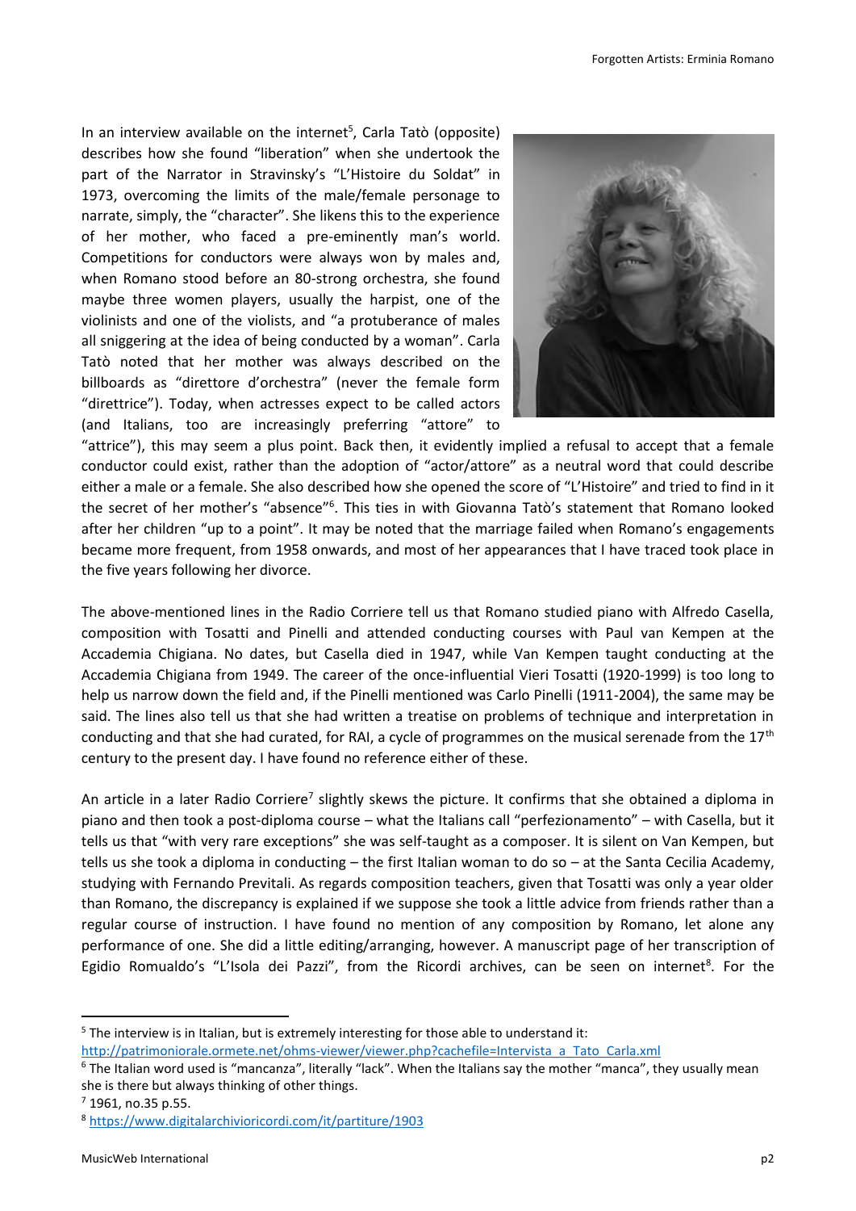In an interview available on the internet[5], Carla Tatò (opposite) describes how she found "liberation" when she undertook the part of the Narrator in Stravinsky's "L'Histoire du Soldat" in 1973, overcoming the limits of the male/female personage to narrate, simply, the "character". She likens this to the experience of her mother, who faced a pre-eminently man's world. Competitions for conductors were always won by males and, when Romano stood before an 80-strong orchestra, she found maybe three women players, usually the harpist, one of the violinists and one of the violists, and "a protuberance of males all sniggering at the idea of being conducted by a woman". Carla Tatò noted that her mother was always described on the billboards as "direttore d'orchestra" (never the female form "direttrice"). Today, when actresses expect to be called actors (and Italians, too are increasingly preferring "attore" to "attrice"), this may seem a plus point. Back then, it evidently implied a refusal to accept that a female conductor could exist, rather than the adoption of "actor/attore" as a neutral word that could describe either a male or a female. She also described how she opened the score of "L'Histoire" and tried to find in it the secret of her mother's "absence"[6]. This ties in with Giovanna Tatò's statement that Romano looked after her children "up to a point". It may be noted that the marriage failed when Romano's engagements became more frequent, from 1958 onwards, and most of her appearances that I have traced took place in the five years following her divorce.

The above-mentioned lines in the Radio Corriere tell us that Romano studied piano with Alfredo Casella, composition with Tosatti and Pinelli and attended conducting courses with Paul van Kempen at the Accademia Chigiana. No dates, but Casella died in 1947, while Van Kempen taught conducting at the Accademia Chigiana from 1949. The career of the once-influential Vieri Tosatti (1920-1999) is too long to help us narrow down the field and, if the Pinelli mentioned was Carlo Pinelli (1911-2004), the same may be said. The lines also tell us that she had written a treatise on problems of technique and interpretation in conducting and that she had curated, for RAI, a cycle of programmes on the musical serenade from the 17th century to the present day. I have found no reference either of these.

An article in a later Radio Corriere[7] slightly skews the picture. It confirms that she obtained a diploma in piano and then took a post-diploma course – what the Italians call "perfezionamento" – with Casella, but it tells us that "with very rare exceptions" she was self-taught as a composer. It is silent on Van Kempen, but tells us she took a diploma in conducting – the first Italian woman to do so – at the Santa Cecilia Academy, studying with Fernando Previtali. As regards composition teachers, given that Tosatti was only a year older than Romano, the discrepancy is explained if we suppose she took a little advice from friends rather than a regular course of instruction. I have found no mention of any composition by Romano, let alone any performance of one. She did a little editing/arranging, however. A manuscript page of her transcription of Egidio Romualdo's "L'Isola dei Pazzi", from the Ricordi archives, can be seen on internet[8]. For the

---

[5] The interview is in Italian, but is extremely interesting for those able to understand it: http://patrimoniorale.ormete.net/ohms-viewer/viewer.php?cachefile=Intervista_a_Tato_Carla.xml

[6] The Italian word used is "mancanza", literally "lack". When the Italians say the mother "manca", they usually mean she is there but always thinking of other things.

[7] 1961, no.35 p.55.

[8] https://www.digitalarchivioricordi.com/it/partiture/1903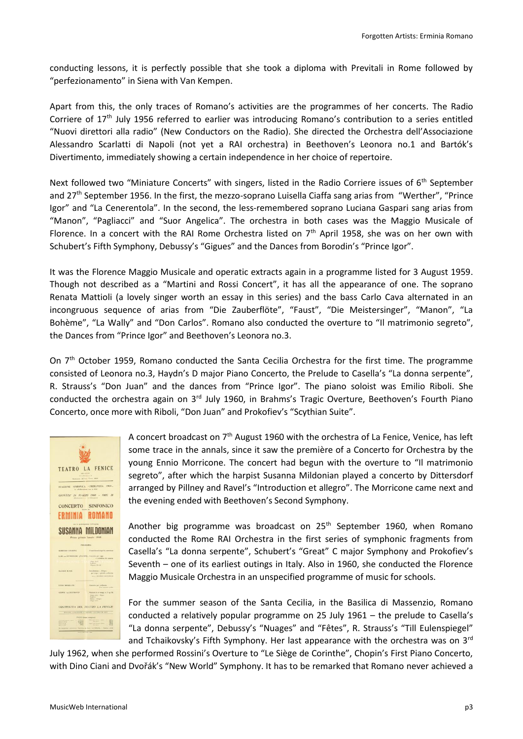conducting lessons, it is perfectly possible that she took a diploma with Previtali in Rome followed by "perfezionamento" in Siena with Van Kempen.

Apart from this, the only traces of Romano's activities are the programmes of her concerts. The Radio Corriere of 17th July 1956 referred to earlier was introducing Romano's contribution to a series entitled "Nuovi direttori alla radio" (New Conductors on the Radio). She directed the Orchestra dell'Associazione Alessandro Scarlatti di Napoli (not yet a RAI orchestra) in Beethoven's Leonora no.1 and Bartók's Divertimento, immediately showing a certain independence in her choice of repertoire.

Next followed two "Miniature Concerts" with singers, listed in the Radio Corriere issues of 6th September and 27th September 1956. In the first, the mezzo-soprano Luisella Ciaffa sang arias from "Werther", "Prince Igor" and "La Cenerentola". In the second, the less-remembered soprano Luciana Gaspari sang arias from "Manon", "Pagliacci" and "Suor Angelica". The orchestra in both cases was the Maggio Musicale of Florence. In a concert with the RAI Rome Orchestra listed on 7th April 1958, she was on her own with Schubert's Fifth Symphony, Debussy's "Gigues" and the Dances from Borodin's "Prince Igor".

It was the Florence Maggio Musicale and operatic extracts again in a programme listed for 3 August 1959. Though not described as a "Martini and Rossi Concert", it has all the appearance of one. The soprano Renata Mattioli (a lovely singer worth an essay in this series) and the bass Carlo Cava alternated in an incongruous sequence of arias from "Die Zauberflöte", "Faust", "Die Meistersinger", "Manon", "La Bohème", "La Wally" and "Don Carlos". Romano also conducted the overture to "Il matrimonio segreto", the Dances from "Prince Igor" and Beethoven's Leonora no.3.

On 7th October 1959, Romano conducted the Santa Cecilia Orchestra for the first time. The programme consisted of Leonora no.3, Haydn's D major Piano Concerto, the Prelude to Casella's "La donna serpente", R. Strauss's "Don Juan" and the dances from "Prince Igor". The piano soloist was Emilio Riboli. She conducted the orchestra again on 3rd July 1960, in Brahms's Tragic Overture, Beethoven's Fourth Piano Concerto, once more with Riboli, "Don Juan" and Prokofiev's "Scythian Suite".

A concert broadcast on 7th August 1960 with the orchestra of La Fenice, Venice, has left some trace in the annals, since it saw the première of a Concerto for Orchestra by the young Ennio Morricone. The concert had begun with the overture to "Il matrimonio segreto", after which the harpist Susanna Mildonian played a concerto by Dittersdorf arranged by Pillney and Ravel's "Introduction et allegro". The Morricone came next and the evening ended with Beethoven's Second Symphony.

Another big programme was broadcast on 25th September 1960, when Romano conducted the Rome RAI Orchestra in the first series of symphonic fragments from Casella's "La donna serpente", Schubert's "Great" C major Symphony and Prokofiev's Seventh – one of its earliest outings in Italy. Also in 1960, she conducted the Florence Maggio Musicale Orchestra in an unspecified programme of music for schools.

For the summer season of the Santa Cecilia, in the Basilica di Massenzio, Romano conducted a relatively popular programme on 25 July 1961 – the prelude to Casella's "La donna serpente", Debussy's "Nuages" and "Fêtes", R. Strauss's "Till Eulenspiegel" and Tchaikovsky's Fifth Symphony. Her last appearance with the orchestra was on 3rd July 1962, when she performed Rossini's Overture to "Le Siège de Corinthe", Chopin's First Piano Concerto, with Dino Ciani and Dvořák's "New World" Symphony. It has to be remarked that Romano never achieved a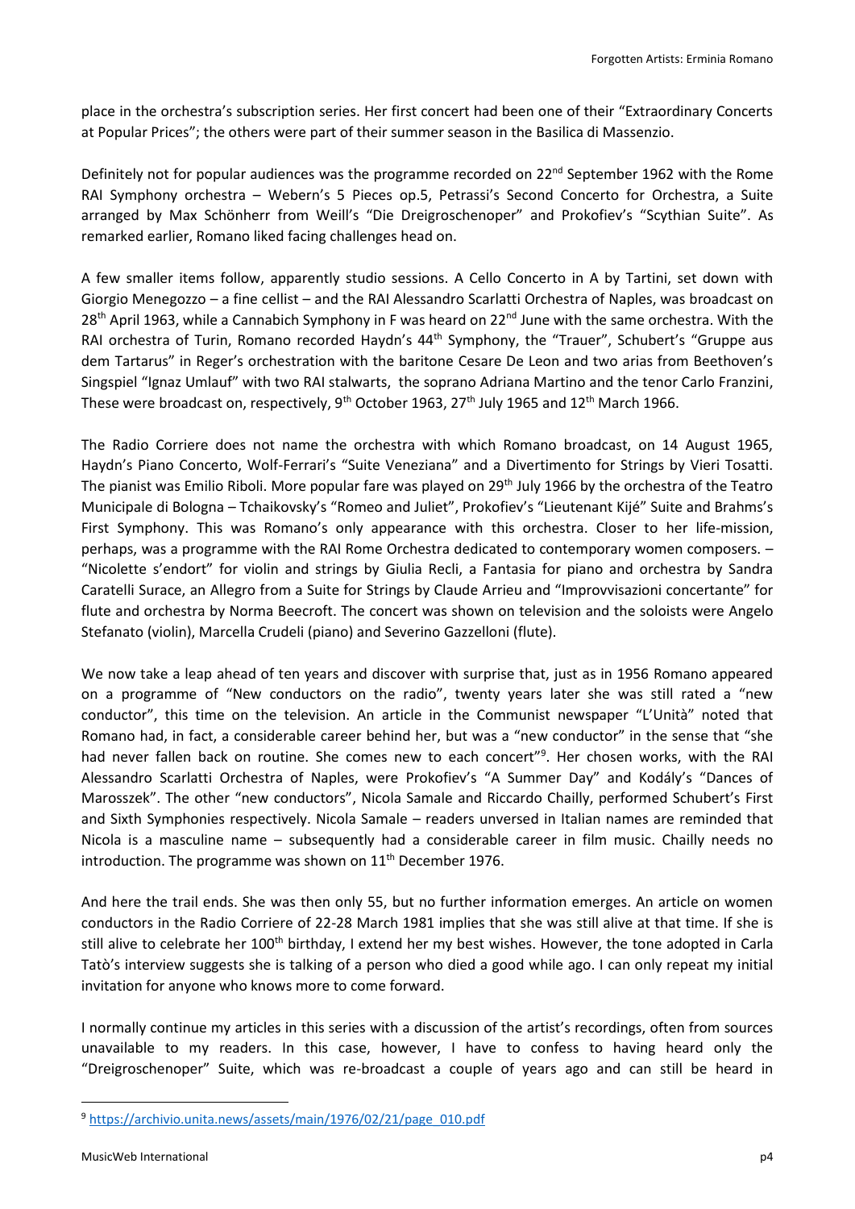place in the orchestra's subscription series. Her first concert had been one of their "Extraordinary Concerts at Popular Prices"; the others were part of their summer season in the Basilica di Massenzio.

Definitely not for popular audiences was the programme recorded on 22nd September 1962 with the Rome RAI Symphony orchestra – Webern's 5 Pieces op.5, Petrassi's Second Concerto for Orchestra, a Suite arranged by Max Schönherr from Weill's "Die Dreigroschenoper" and Prokofiev's "Scythian Suite". As remarked earlier, Romano liked facing challenges head on.

A few smaller items follow, apparently studio sessions. A Cello Concerto in A by Tartini, set down with Giorgio Menegozzo – a fine cellist – and the RAI Alessandro Scarlatti Orchestra of Naples, was broadcast on 28th April 1963, while a Cannabich Symphony in F was heard on 22nd June with the same orchestra. With the RAI orchestra of Turin, Romano recorded Haydn's 44th Symphony, the "Trauer", Schubert's "Gruppe aus dem Tartarus" in Reger's orchestration with the baritone Cesare De Leon and two arias from Beethoven's Singspiel "Ignaz Umlauf" with two RAI stalwarts, the soprano Adriana Martino and the tenor Carlo Franzini, These were broadcast on, respectively, 9th October 1963, 27th July 1965 and 12th March 1966.

The Radio Corriere does not name the orchestra with which Romano broadcast, on 14 August 1965, Haydn's Piano Concerto, Wolf-Ferrari's "Suite Veneziana" and a Divertimento for Strings by Vieri Tosatti. The pianist was Emilio Riboli. More popular fare was played on 29th July 1966 by the orchestra of the Teatro Municipale di Bologna – Tchaikovsky's "Romeo and Juliet", Prokofiev's "Lieutenant Kijé" Suite and Brahms's First Symphony. This was Romano's only appearance with this orchestra. Closer to her life-mission, perhaps, was a programme with the RAI Rome Orchestra dedicated to contemporary women composers. – "Nicolette s'endort" for violin and strings by Giulia Recli, a Fantasia for piano and orchestra by Sandra Caratelli Surace, an Allegro from a Suite for Strings by Claude Arrieu and "Improvvisazioni concertante" for flute and orchestra by Norma Beecroft. The concert was shown on television and the soloists were Angelo Stefanato (violin), Marcella Crudeli (piano) and Severino Gazzelloni (flute).

We now take a leap ahead of ten years and discover with surprise that, just as in 1956 Romano appeared on a programme of "New conductors on the radio", twenty years later she was still rated a "new conductor", this time on the television. An article in the Communist newspaper "L'Unità" noted that Romano had, in fact, a considerable career behind her, but was a "new conductor" in the sense that "she had never fallen back on routine. She comes new to each concert"[9]. Her chosen works, with the RAI Alessandro Scarlatti Orchestra of Naples, were Prokofiev's "A Summer Day" and Kodály's "Dances of Marosszek". The other "new conductors", Nicola Samale and Riccardo Chailly, performed Schubert's First and Sixth Symphonies respectively. Nicola Samale – readers unversed in Italian names are reminded that Nicola is a masculine name – subsequently had a considerable career in film music. Chailly needs no introduction. The programme was shown on 11th December 1976.

And here the trail ends. She was then only 55, but no further information emerges. An article on women conductors in the Radio Corriere of 22-28 March 1981 implies that she was still alive at that time. If she is still alive to celebrate her 100th birthday, I extend her my best wishes. However, the tone adopted in Carla Tatò's interview suggests she is talking of a person who died a good while ago. I can only repeat my initial invitation for anyone who knows more to come forward.

I normally continue my articles in this series with a discussion of the artist's recordings, often from sources unavailable to my readers. In this case, however, I have to confess to having heard only the "Dreigroschenoper" Suite, which was re-broadcast a couple of years ago and can still be heard in

---

[9] https://archivio.unita.news/assets/main/1976/02/21/page_010.pdf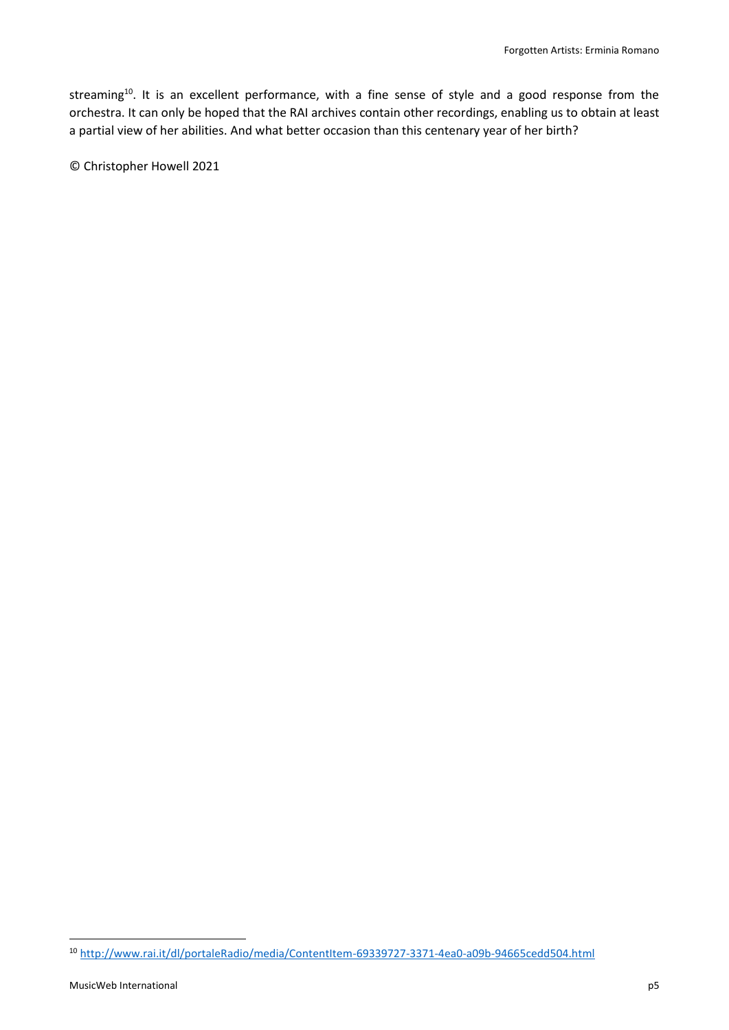streaming[10]. It is an excellent performance, with a fine sense of style and a good response from the orchestra. It can only be hoped that the RAI archives contain other recordings, enabling us to obtain at least a partial view of her abilities. And what better occasion than this centenary year of her birth?

© Christopher Howell 2021

---

[10] http://www.rai.it/dl/portaleRadio/media/ContentItem-69339727-3371-4ea0-a09b-94665cedd504.html